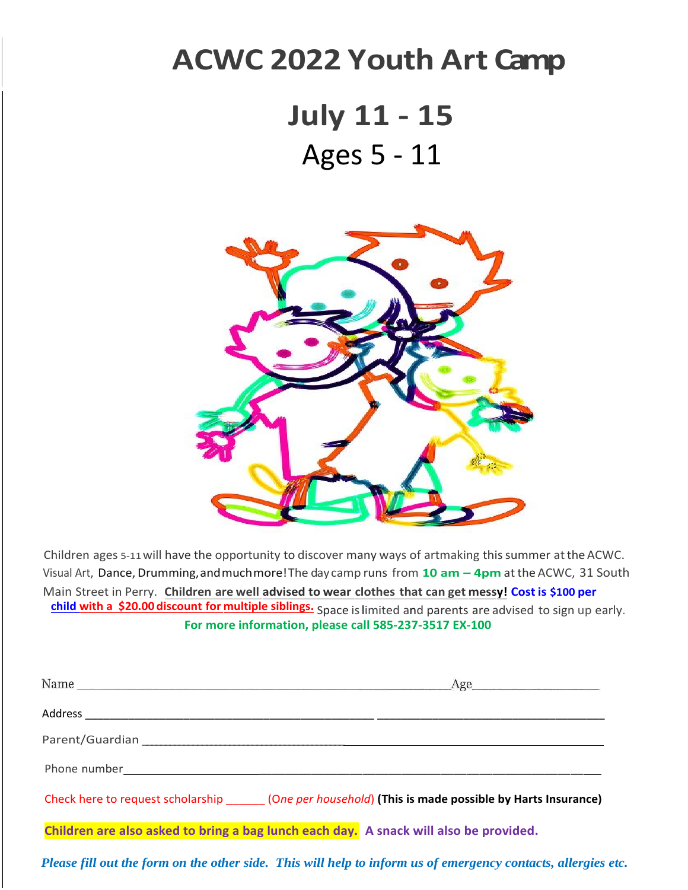# ACWC 2022 Youth Art Camp

## July 11 - 15

## Ages 5 - 11

Children ages 5-11 will have the opportunity to discover many ways of artmaking this summer at the ACWC. Visual Art, Dance, Drumming, and much more! The day camp runs from **10 am – 4pm** at the ACWC, 31 South Main Street in Perry. **Children are well advised to wear clothes that can get messy!** **Cost is $100 per child with a $20.00 discount for multiple siblings.** Space is limited and parents are advised to sign up early.

**For more information, please call 585-237-3517 EX-100**

Name ______________________________________________ Age________________

Address ______________________________________ ____________________________

Parent/Guardian ______________________________________________________

Phone number__________________________________________________________

Check here to request scholarship ______ (*One per household*) **(This is made possible by Harts Insurance)**

**Children are also asked to bring a bag lunch each day.** **A snack will also be provided.**

***Please fill out the form on the other side. This will help to inform us of emergency contacts, allergies etc.***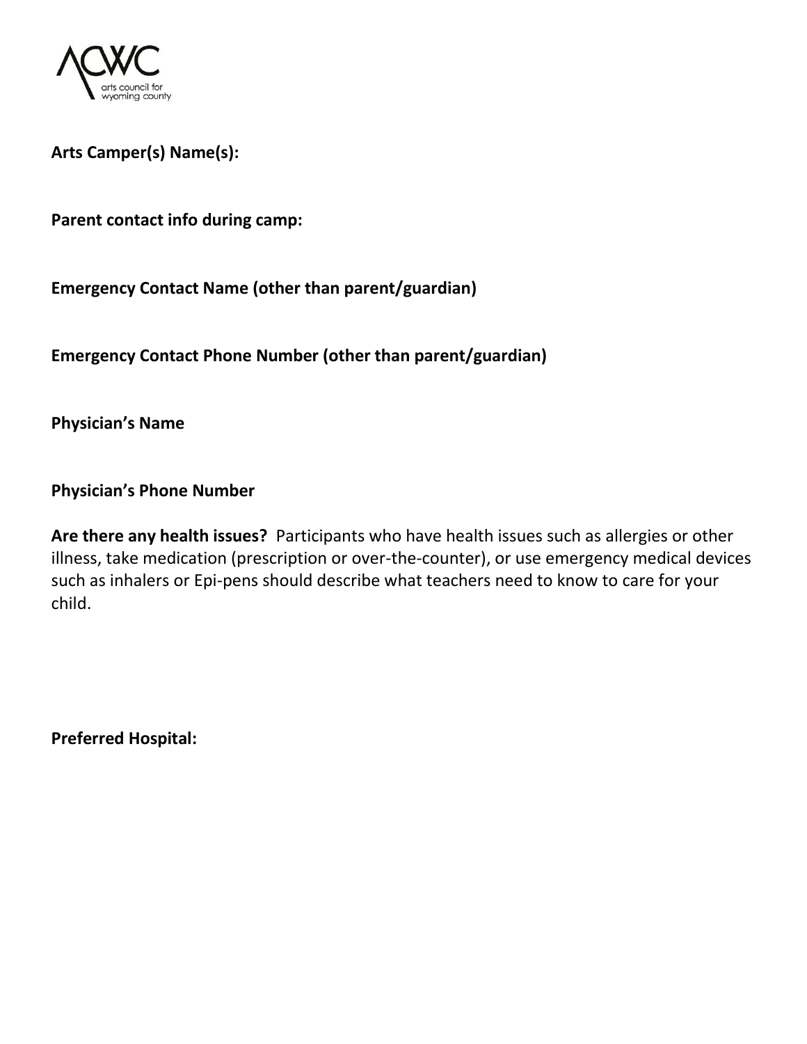ACWC
arts council for wyoming county

**Arts Camper(s) Name(s):**

**Parent contact info during camp:**

**Emergency Contact Name (other than parent/guardian)**

**Emergency Contact Phone Number (other than parent/guardian)**

**Physician's Name**

**Physician's Phone Number**

**Are there any health issues?** Participants who have health issues such as allergies or other illness, take medication (prescription or over-the-counter), or use emergency medical devices such as inhalers or Epi-pens should describe what teachers need to know to care for your child.

**Preferred Hospital:**